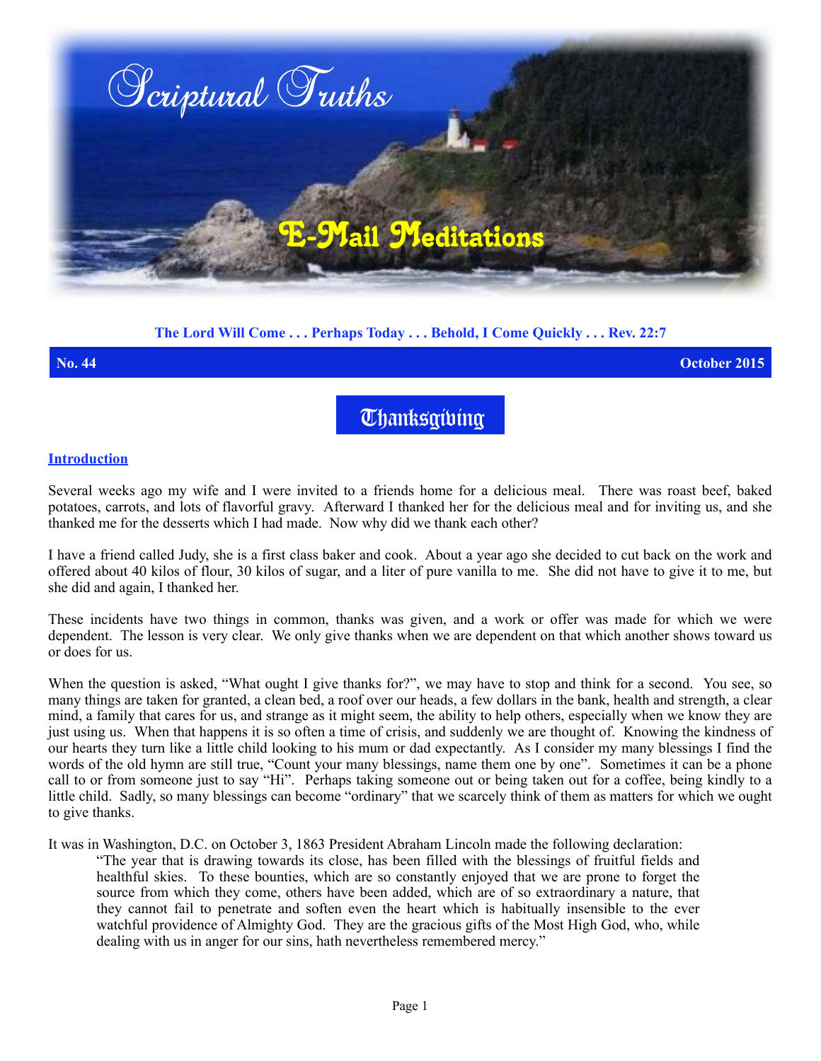# Scriptural Truths

## E-Mail Meditations

**The Lord Will Come . . . Perhaps Today . . . Behold, I Come Quickly . . . Rev. 22:7**

**No. 44** **October 2015**

## Thanksgiving

### Introduction

Several weeks ago my wife and I were invited to a friends home for a delicious meal. There was roast beef, baked potatoes, carrots, and lots of flavorful gravy. Afterward I thanked her for the delicious meal and for inviting us, and she thanked me for the desserts which I had made. Now why did we thank each other?

I have a friend called Judy, she is a first class baker and cook. About a year ago she decided to cut back on the work and offered about 40 kilos of flour, 30 kilos of sugar, and a liter of pure vanilla to me. She did not have to give it to me, but she did and again, I thanked her.

These incidents have two things in common, thanks was given, and a work or offer was made for which we were dependent. The lesson is very clear. We only give thanks when we are dependent on that which another shows toward us or does for us.

When the question is asked, "What ought I give thanks for?", we may have to stop and think for a second. You see, so many things are taken for granted, a clean bed, a roof over our heads, a few dollars in the bank, health and strength, a clear mind, a family that cares for us, and strange as it might seem, the ability to help others, especially when we know they are just using us. When that happens it is so often a time of crisis, and suddenly we are thought of. Knowing the kindness of our hearts they turn like a little child looking to his mum or dad expectantly. As I consider my many blessings I find the words of the old hymn are still true, "Count your many blessings, name them one by one". Sometimes it can be a phone call to or from someone just to say "Hi". Perhaps taking someone out or being taken out for a coffee, being kindly to a little child. Sadly, so many blessings can become "ordinary" that we scarcely think of them as matters for which we ought to give thanks.

It was in Washington, D.C. on October 3, 1863 President Abraham Lincoln made the following declaration:

> "The year that is drawing towards its close, has been filled with the blessings of fruitful fields and healthful skies. To these bounties, which are so constantly enjoyed that we are prone to forget the source from which they come, others have been added, which are of so extraordinary a nature, that they cannot fail to penetrate and soften even the heart which is habitually insensible to the ever watchful providence of Almighty God. They are the gracious gifts of the Most High God, who, while dealing with us in anger for our sins, hath nevertheless remembered mercy."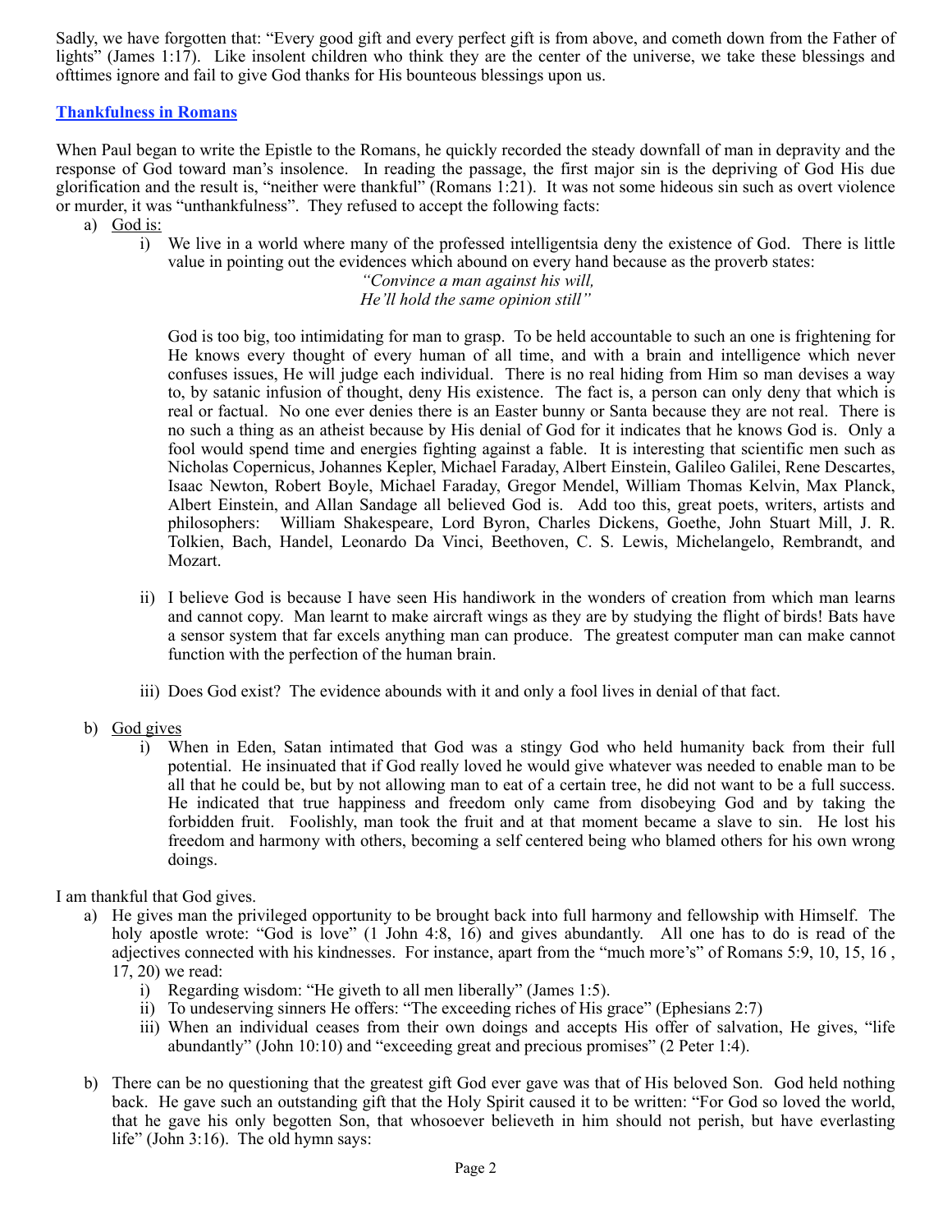Sadly, we have forgotten that: "Every good gift and every perfect gift is from above, and cometh down from the Father of lights" (James 1:17). Like insolent children who think they are the center of the universe, we take these blessings and ofttimes ignore and fail to give God thanks for His bounteous blessings upon us.

## Thankfulness in Romans

When Paul began to write the Epistle to the Romans, he quickly recorded the steady downfall of man in depravity and the response of God toward man's insolence. In reading the passage, the first major sin is the depriving of God His due glorification and the result is, "neither were thankful" (Romans 1:21). It was not some hideous sin such as overt violence or murder, it was "unthankfulness". They refused to accept the following facts:

a) God is:

   i) We live in a world where many of the professed intelligentsia deny the existence of God. There is little value in pointing out the evidences which abound on every hand because as the proverb states:

   *"Convince a man against his will,*
   *He'll hold the same opinion still"*

   God is too big, too intimidating for man to grasp. To be held accountable to such an one is frightening for He knows every thought of every human of all time, and with a brain and intelligence which never confuses issues, He will judge each individual. There is no real hiding from Him so man devises a way to, by satanic infusion of thought, deny His existence. The fact is, a person can only deny that which is real or factual. No one ever denies there is an Easter bunny or Santa because they are not real. There is no such a thing as an atheist because by His denial of God for it indicates that he knows God is. Only a fool would spend time and energies fighting against a fable. It is interesting that scientific men such as Nicholas Copernicus, Johannes Kepler, Michael Faraday, Albert Einstein, Galileo Galilei, Rene Descartes, Isaac Newton, Robert Boyle, Michael Faraday, Gregor Mendel, William Thomas Kelvin, Max Planck, Albert Einstein, and Allan Sandage all believed God is. Add too this, great poets, writers, artists and philosophers: William Shakespeare, Lord Byron, Charles Dickens, Goethe, John Stuart Mill, J. R. Tolkien, Bach, Handel, Leonardo Da Vinci, Beethoven, C. S. Lewis, Michelangelo, Rembrandt, and Mozart.

   ii) I believe God is because I have seen His handiwork in the wonders of creation from which man learns and cannot copy. Man learnt to make aircraft wings as they are by studying the flight of birds! Bats have a sensor system that far excels anything man can produce. The greatest computer man can make cannot function with the perfection of the human brain.

   iii) Does God exist? The evidence abounds with it and only a fool lives in denial of that fact.

b) God gives

   i) When in Eden, Satan intimated that God was a stingy God who held humanity back from their full potential. He insinuated that if God really loved he would give whatever was needed to enable man to be all that he could be, but by not allowing man to eat of a certain tree, he did not want to be a full success. He indicated that true happiness and freedom only came from disobeying God and by taking the forbidden fruit. Foolishly, man took the fruit and at that moment became a slave to sin. He lost his freedom and harmony with others, becoming a self centered being who blamed others for his own wrong doings.

I am thankful that God gives.

a) He gives man the privileged opportunity to be brought back into full harmony and fellowship with Himself. The holy apostle wrote: "God is love" (1 John 4:8, 16) and gives abundantly. All one has to do is read of the adjectives connected with his kindnesses. For instance, apart from the "much more's" of Romans 5:9, 10, 15, 16 , 17, 20) we read:

   i) Regarding wisdom: "He giveth to all men liberally" (James 1:5).
   ii) To undeserving sinners He offers: "The exceeding riches of His grace" (Ephesians 2:7)
   iii) When an individual ceases from their own doings and accepts His offer of salvation, He gives, "life abundantly" (John 10:10) and "exceeding great and precious promises" (2 Peter 1:4).

b) There can be no questioning that the greatest gift God ever gave was that of His beloved Son. God held nothing back. He gave such an outstanding gift that the Holy Spirit caused it to be written: "For God so loved the world, that he gave his only begotten Son, that whosoever believeth in him should not perish, but have everlasting life" (John 3:16). The old hymn says: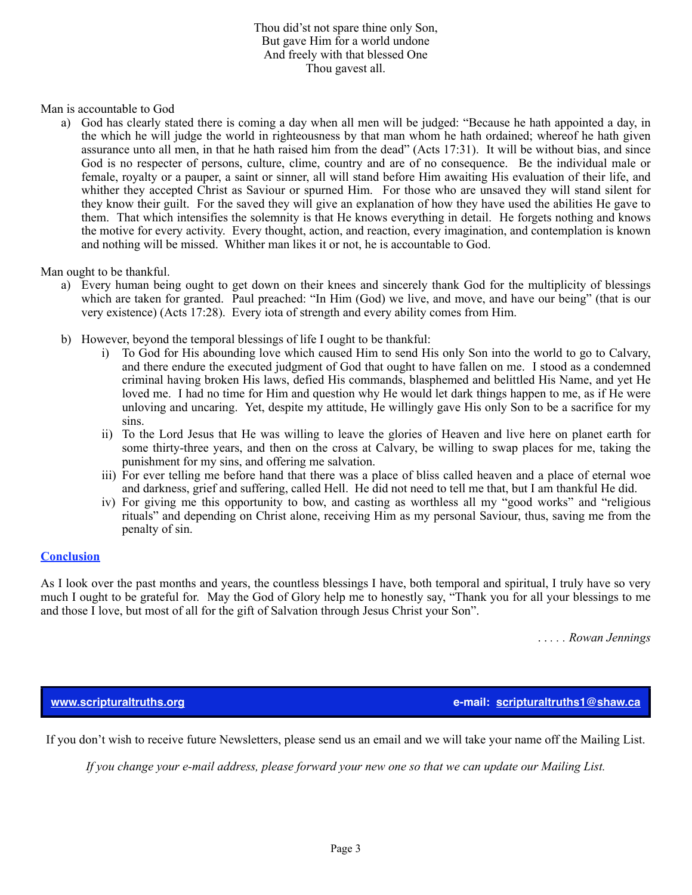Thou did'st not spare thine only Son,
But gave Him for a world undone
And freely with that blessed One
Thou gavest all.

Man is accountable to God

a) God has clearly stated there is coming a day when all men will be judged: "Because he hath appointed a day, in the which he will judge the world in righteousness by that man whom he hath ordained; whereof he hath given assurance unto all men, in that he hath raised him from the dead" (Acts 17:31). It will be without bias, and since God is no respecter of persons, culture, clime, country and are of no consequence. Be the individual male or female, royalty or a pauper, a saint or sinner, all will stand before Him awaiting His evaluation of their life, and whither they accepted Christ as Saviour or spurned Him. For those who are unsaved they will stand silent for they know their guilt. For the saved they will give an explanation of how they have used the abilities He gave to them. That which intensifies the solemnity is that He knows everything in detail. He forgets nothing and knows the motive for every activity. Every thought, action, and reaction, every imagination, and contemplation is known and nothing will be missed. Whither man likes it or not, he is accountable to God.

Man ought to be thankful.

a) Every human being ought to get down on their knees and sincerely thank God for the multiplicity of blessings which are taken for granted. Paul preached: "In Him (God) we live, and move, and have our being" (that is our very existence) (Acts 17:28). Every iota of strength and every ability comes from Him.

b) However, beyond the temporal blessings of life I ought to be thankful:
   i) To God for His abounding love which caused Him to send His only Son into the world to go to Calvary, and there endure the executed judgment of God that ought to have fallen on me. I stood as a condemned criminal having broken His laws, defied His commands, blasphemed and belittled His Name, and yet He loved me. I had no time for Him and question why He would let dark things happen to me, as if He were unloving and uncaring. Yet, despite my attitude, He willingly gave His only Son to be a sacrifice for my sins.
   ii) To the Lord Jesus that He was willing to leave the glories of Heaven and live here on planet earth for some thirty-three years, and then on the cross at Calvary, be willing to swap places for me, taking the punishment for my sins, and offering me salvation.
   iii) For ever telling me before hand that there was a place of bliss called heaven and a place of eternal woe and darkness, grief and suffering, called Hell. He did not need to tell me that, but I am thankful He did.
   iv) For giving me this opportunity to bow, and casting as worthless all my "good works" and "religious rituals" and depending on Christ alone, receiving Him as my personal Saviour, thus, saving me from the penalty of sin.

**Conclusion**

As I look over the past months and years, the countless blessings I have, both temporal and spiritual, I truly have so very much I ought to be grateful for. May the God of Glory help me to honestly say, "Thank you for all your blessings to me and those I love, but most of all for the gift of Salvation through Jesus Christ your Son".

*. . . . . Rowan Jennings*

**www.scripturaltruths.org** **e-mail: scripturaltruths1@shaw.ca**

If you don't wish to receive future Newsletters, please send us an email and we will take your name off the Mailing List.

*If you change your e-mail address, please forward your new one so that we can update our Mailing List.*